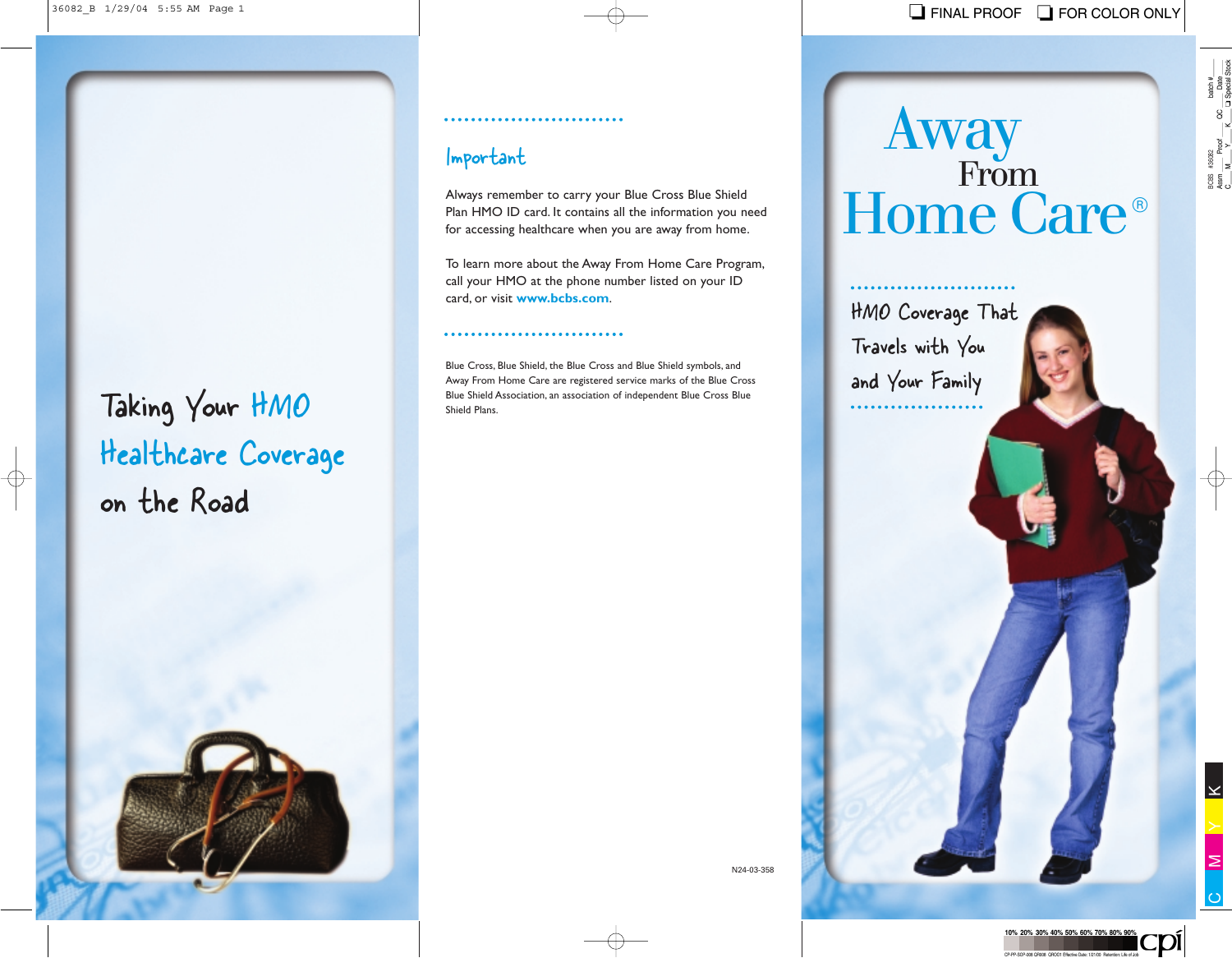# Away From Home Care®

HMO Coverage That Travels with You and Your Family

## Important

Always remember to carry your Blue Cross Blue Shield Plan HMO ID card. It contains all the information you need for accessing healthcare when you are away from home.

To learn more about the Away From Home Care Program, call your HMO at the phone number listed on your ID card, or visit **www.bcbs.com**.

Blue Cross, Blue Shield, the Blue Cross and Blue Shield symbols, and Away From Home Care are registered service marks of the Blue Cross Blue Shield Association, an association of independent Blue Cross Blue Shield Plans.

N24-03-358

## Taking Your HMO Healthcare Coverage on the Road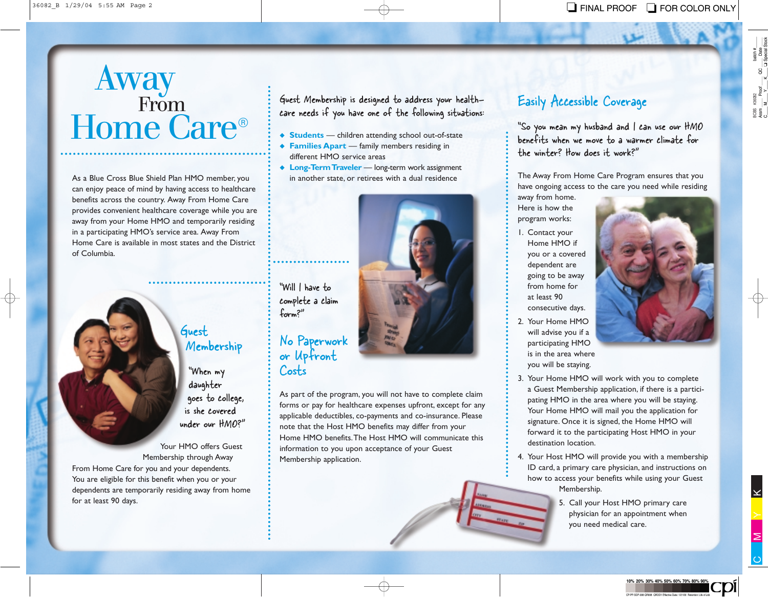# Away From Home Care®

As a Blue Cross Blue Shield Plan HMO member, you can enjoy peace of mind by having access to healthcare benefits across the country. Away From Home Care provides convenient healthcare coverage while you are away from your Home HMO and temporarily residing in a participating HMO's service area. Away From Home Care is available in most states and the District of Columbia.

## Guest Membership

"When my daughter goes to college, is she covered under our HMO?"

Your HMO offers Guest Membership through Away From Home Care for you and your dependents. You are eligible for this benefit when you or your dependents are temporarily residing away from home for at least 90 days.

Guest Membership is designed to address your health–care needs if you have one of the following situations:

- **Students** — children attending school out-of-state
- **Families Apart** — family members residing in different HMO service areas
- **Long-Term Traveler** — long-term work assignment in another state, or retirees with a dual residence

"Will I have to complete a claim form?"

## No Paperwork or Upfront Costs

As part of the program, you will not have to complete claim forms or pay for healthcare expenses upfront, except for any applicable deductibles, co-payments and co-insurance. Please note that the Host HMO benefits may differ from your Home HMO benefits. The Host HMO will communicate this information to you upon acceptance of your Guest Membership application.

## Easily Accessible Coverage

"So you mean my husband and I can use our HMO benefits when we move to a warmer climate for the winter? How does it work?"

The Away From Home Care Program ensures that you have ongoing access to the care you need while residing away from home.

Here is how the program works:

1. Contact your Home HMO if you or a covered dependent are going to be away from home for at least 90 consecutive days.
2. Your Home HMO will advise you if a participating HMO is in the area where you will be staying.
3. Your Home HMO will work with you to complete a Guest Membership application, if there is a participating HMO in the area where you will be staying. Your Home HMO will mail you the application for signature. Once it is signed, the Home HMO will forward it to the participating Host HMO in your destination location.
4. Your Host HMO will provide you with a membership ID card, a primary care physician, and instructions on how to access your benefits while using your Guest Membership.
5. Call your Host HMO primary care physician for an appointment when you need medical care.